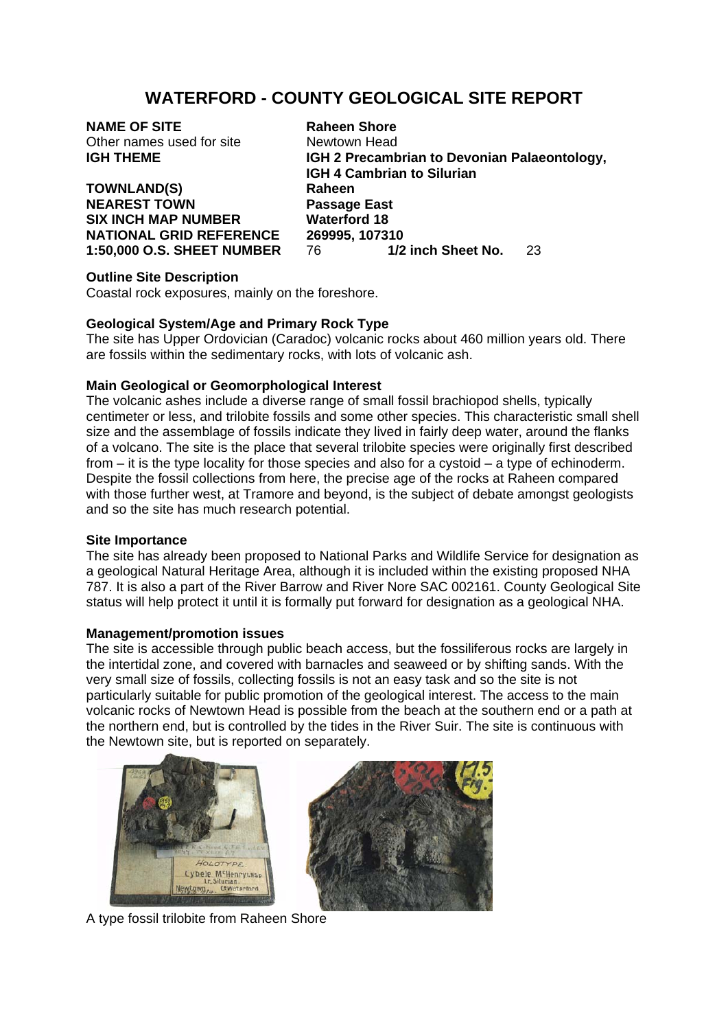# WATERFORD - COUNTY GEOLOGICAL SITE REPORT

| | |
|---|---|
| **NAME OF SITE** | **Raheen Shore** |
| Other names used for site | Newtown Head |
| **IGH THEME** | **IGH 2 Precambrian to Devonian Palaeontology, IGH 4 Cambrian to Silurian** |
| **TOWNLAND(S)** | **Raheen** |
| **NEAREST TOWN** | **Passage East** |
| **SIX INCH MAP NUMBER** | **Waterford 18** |
| **NATIONAL GRID REFERENCE** | **269995, 107310** |
| **1:50,000 O.S. SHEET NUMBER** | 76 **1/2 inch Sheet No.** 23 |

**Outline Site Description**

Coastal rock exposures, mainly on the foreshore.

**Geological System/Age and Primary Rock Type**

The site has Upper Ordovician (Caradoc) volcanic rocks about 460 million years old. There are fossils within the sedimentary rocks, with lots of volcanic ash.

**Main Geological or Geomorphological Interest**

The volcanic ashes include a diverse range of small fossil brachiopod shells, typically centimeter or less, and trilobite fossils and some other species. This characteristic small shell size and the assemblage of fossils indicate they lived in fairly deep water, around the flanks of a volcano. The site is the place that several trilobite species were originally first described from – it is the type locality for those species and also for a cystoid – a type of echinoderm. Despite the fossil collections from here, the precise age of the rocks at Raheen compared with those further west, at Tramore and beyond, is the subject of debate amongst geologists and so the site has much research potential.

**Site Importance**

The site has already been proposed to National Parks and Wildlife Service for designation as a geological Natural Heritage Area, although it is included within the existing proposed NHA 787. It is also a part of the River Barrow and River Nore SAC 002161. County Geological Site status will help protect it until it is formally put forward for designation as a geological NHA.

**Management/promotion issues**

The site is accessible through public beach access, but the fossiliferous rocks are largely in the intertidal zone, and covered with barnacles and seaweed or by shifting sands. With the very small size of fossils, collecting fossils is not an easy task and so the site is not particularly suitable for public promotion of the geological interest. The access to the main volcanic rocks of Newtown Head is possible from the beach at the southern end or a path at the northern end, but is controlled by the tides in the River Suir. The site is continuous with the Newtown site, but is reported on separately.

A type fossil trilobite from Raheen Shore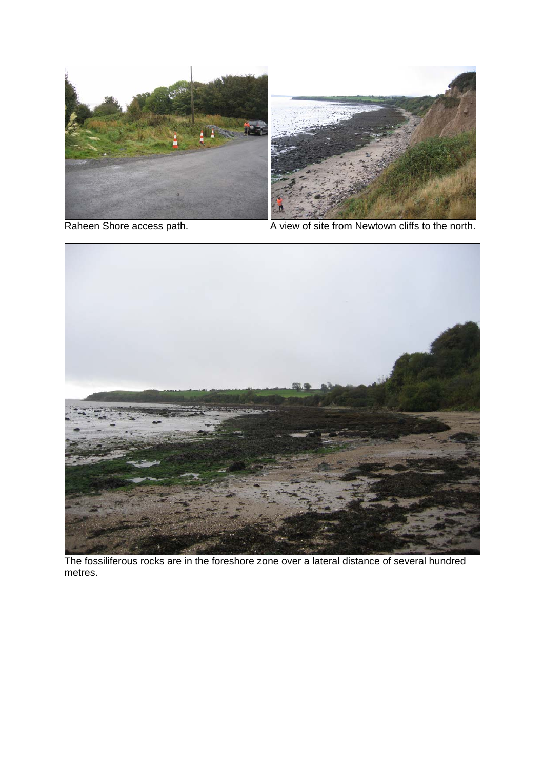Raheen Shore access path.

A view of site from Newtown cliffs to the north.

The fossiliferous rocks are in the foreshore zone over a lateral distance of several hundred metres.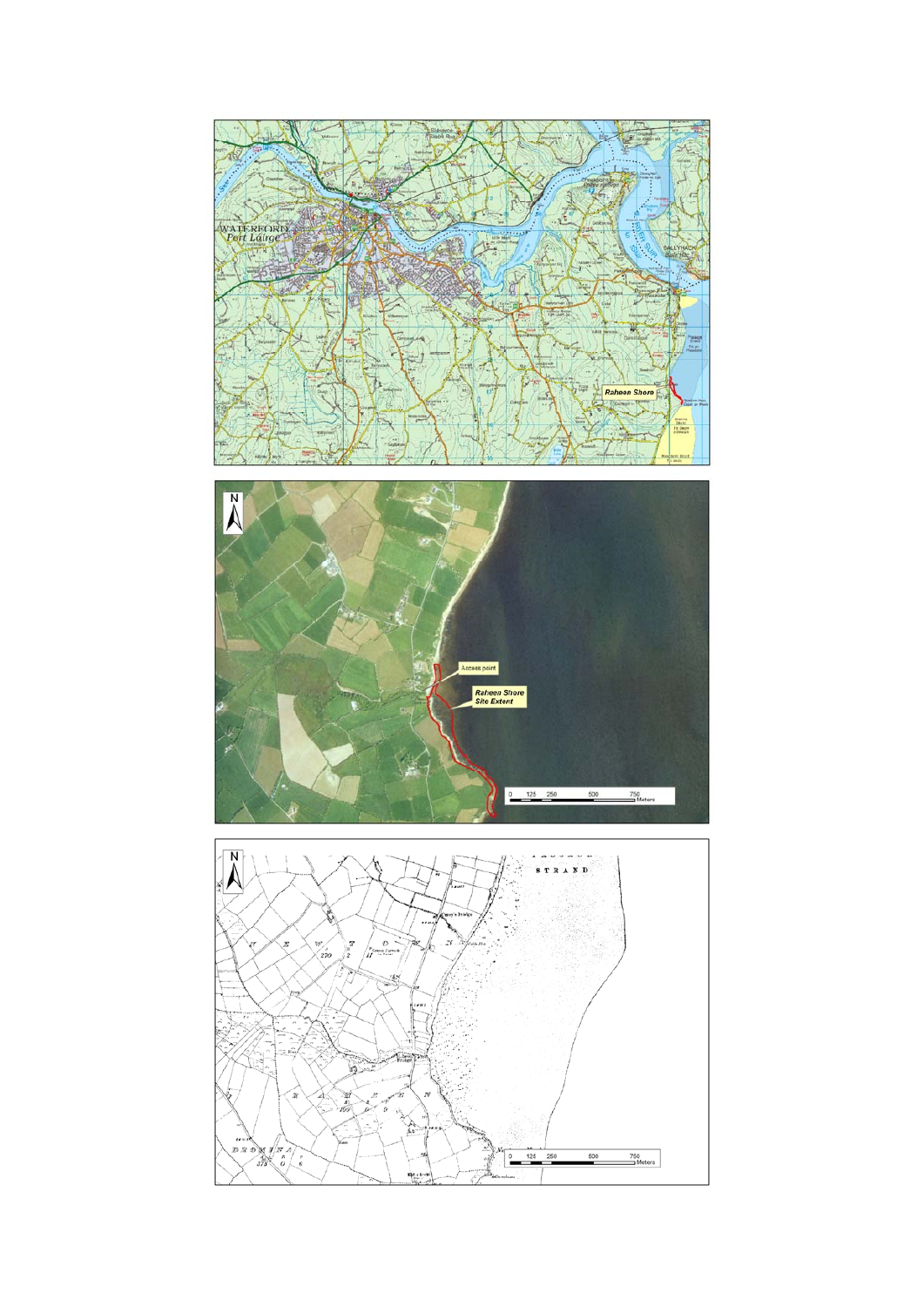WATERFORD
Port Láirge

Raheen Shore

N

Access point

*Raheen Shore Site Extent*

0 125 250 500 750
Meters

N

STRAND

0 125 250 500 750
Meters